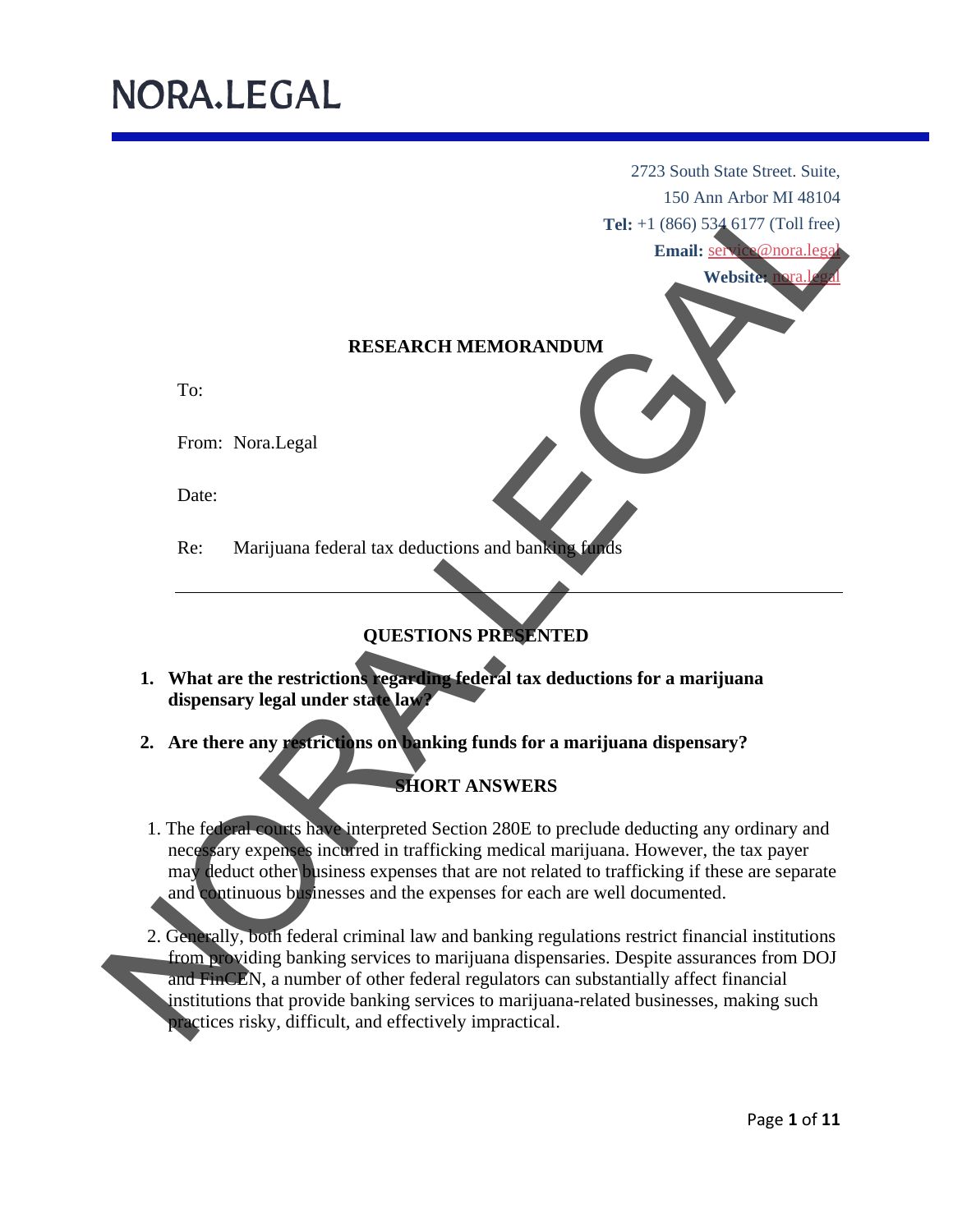# NORA.LEGAL

2723 South State Street. Suite,
150 Ann Arbor MI 48104
**Tel:** +1 (866) 534 6177 (Toll free)
**Email:** service@nora.legal
**Website:** nora.legal

## RESEARCH MEMORANDUM

To:

From: Nora.Legal

Date:

Re: Marijuana federal tax deductions and banking funds

---

## QUESTIONS PRESENTED

1. **What are the restrictions regarding federal tax deductions for a marijuana dispensary legal under state law?**

2. **Are there any restrictions on banking funds for a marijuana dispensary?**

## SHORT ANSWERS

1. The federal courts have interpreted Section 280E to preclude deducting any ordinary and necessary expenses incurred in trafficking medical marijuana. However, the tax payer may deduct other business expenses that are not related to trafficking if these are separate and continuous businesses and the expenses for each are well documented.

2. Generally, both federal criminal law and banking regulations restrict financial institutions from providing banking services to marijuana dispensaries. Despite assurances from DOJ and FinCEN, a number of other federal regulators can substantially affect financial institutions that provide banking services to marijuana-related businesses, making such practices risky, difficult, and effectively impractical.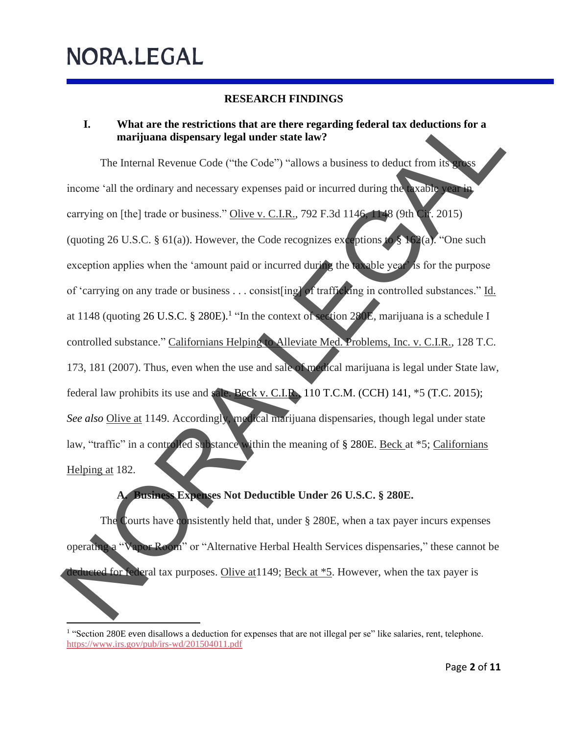## RESEARCH FINDINGS

### I. What are the restrictions that are there regarding federal tax deductions for a marijuana dispensary legal under state law?

The Internal Revenue Code ("the Code") "allows a business to deduct from its gross income 'all the ordinary and necessary expenses paid or incurred during the taxable year in carrying on [the] trade or business." Olive v. C.I.R., 792 F.3d 1146, 1148 (9th Cir. 2015) (quoting 26 U.S.C. § 61(a)). However, the Code recognizes exceptions to § 162(a). "One such exception applies when the 'amount paid or incurred during the taxable year' is for the purpose of 'carrying on any trade or business . . . consist[ing] of trafficking in controlled substances." Id. at 1148 (quoting 26 U.S.C. § 280E).[1] "In the context of section 280E, marijuana is a schedule I controlled substance." Californians Helping to Alleviate Med. Problems, Inc. v. C.I.R., 128 T.C. 173, 181 (2007). Thus, even when the use and sale of medical marijuana is legal under State law, federal law prohibits its use and sale. Beck v. C.I.R., 110 T.C.M. (CCH) 141, *5 (T.C. 2015); *See also* Olive at 1149. Accordingly, medical marijuana dispensaries, though legal under state law, "traffic" in a controlled substance within the meaning of § 280E. Beck at *5; Californians Helping at 182.

#### A. Business Expenses Not Deductible Under 26 U.S.C. § 280E.

The Courts have consistently held that, under § 280E, when a tax payer incurs expenses operating a "Vapor Room" or "Alternative Herbal Health Services dispensaries," these cannot be deducted for federal tax purposes. Olive at1149; Beck at *5. However, when the tax payer is

[1] "Section 280E even disallows a deduction for expenses that are not illegal per se" like salaries, rent, telephone. https://www.irs.gov/pub/irs-wd/201504011.pdf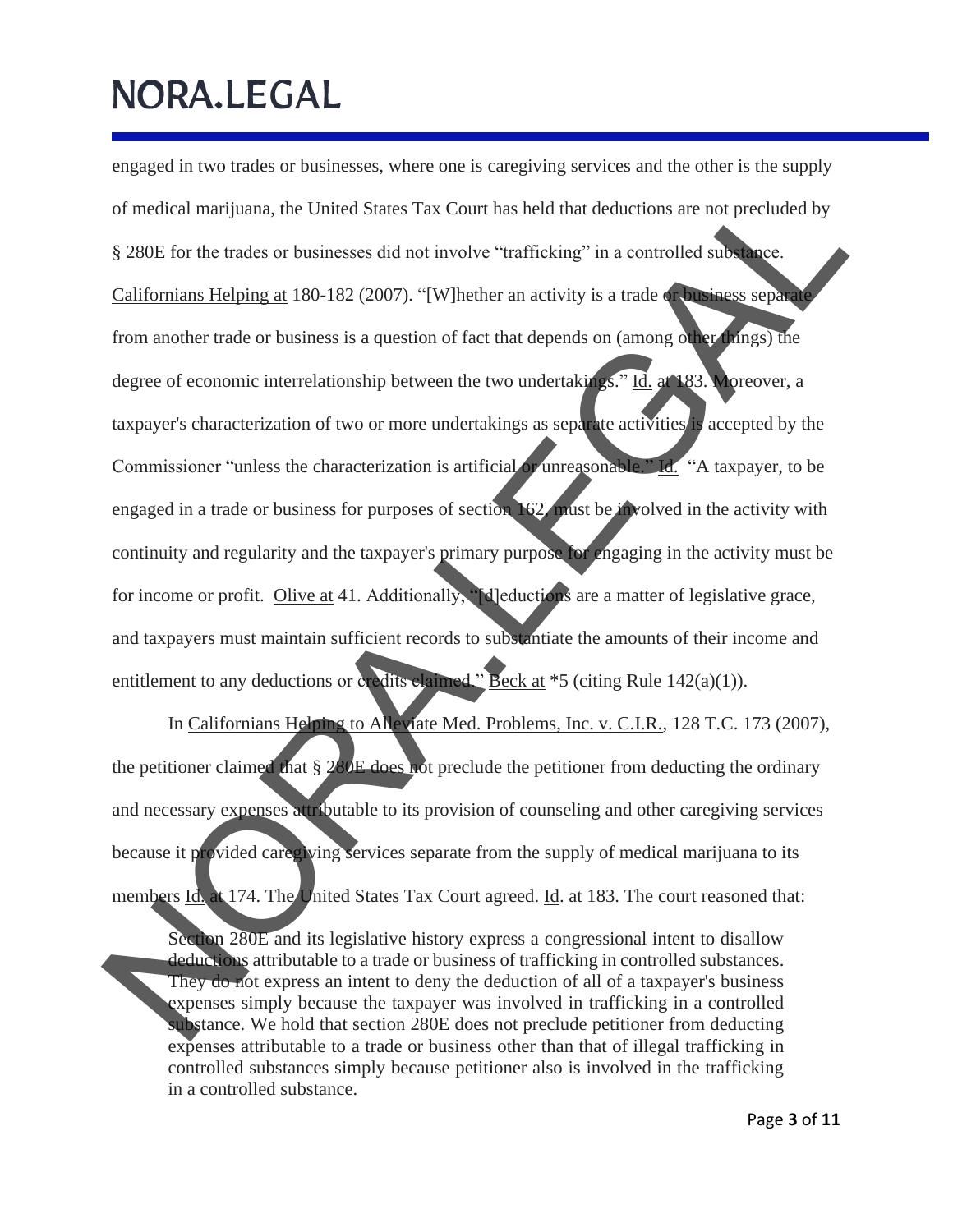engaged in two trades or businesses, where one is caregiving services and the other is the supply of medical marijuana, the United States Tax Court has held that deductions are not precluded by § 280E for the trades or businesses did not involve "trafficking" in a controlled substance. Californians Helping at 180-182 (2007). "[W]hether an activity is a trade or business separate from another trade or business is a question of fact that depends on (among other things) the degree of economic interrelationship between the two undertakings." Id. at 183. Moreover, a taxpayer's characterization of two or more undertakings as separate activities is accepted by the Commissioner "unless the characterization is artificial or unreasonable." Id. "A taxpayer, to be engaged in a trade or business for purposes of section 162, must be involved in the activity with continuity and regularity and the taxpayer's primary purpose for engaging in the activity must be for income or profit. Olive at 41. Additionally, "[d]eductions are a matter of legislative grace, and taxpayers must maintain sufficient records to substantiate the amounts of their income and entitlement to any deductions or credits claimed." Beck at *5 (citing Rule 142(a)(1)).

In Californians Helping to Alleviate Med. Problems, Inc. v. C.I.R., 128 T.C. 173 (2007), the petitioner claimed that § 280E does not preclude the petitioner from deducting the ordinary and necessary expenses attributable to its provision of counseling and other caregiving services because it provided caregiving services separate from the supply of medical marijuana to its members Id. at 174. The United States Tax Court agreed. Id. at 183. The court reasoned that:

> Section 280E and its legislative history express a congressional intent to disallow deductions attributable to a trade or business of trafficking in controlled substances. They do not express an intent to deny the deduction of all of a taxpayer's business expenses simply because the taxpayer was involved in trafficking in a controlled substance. We hold that section 280E does not preclude petitioner from deducting expenses attributable to a trade or business other than that of illegal trafficking in controlled substances simply because petitioner also is involved in the trafficking in a controlled substance.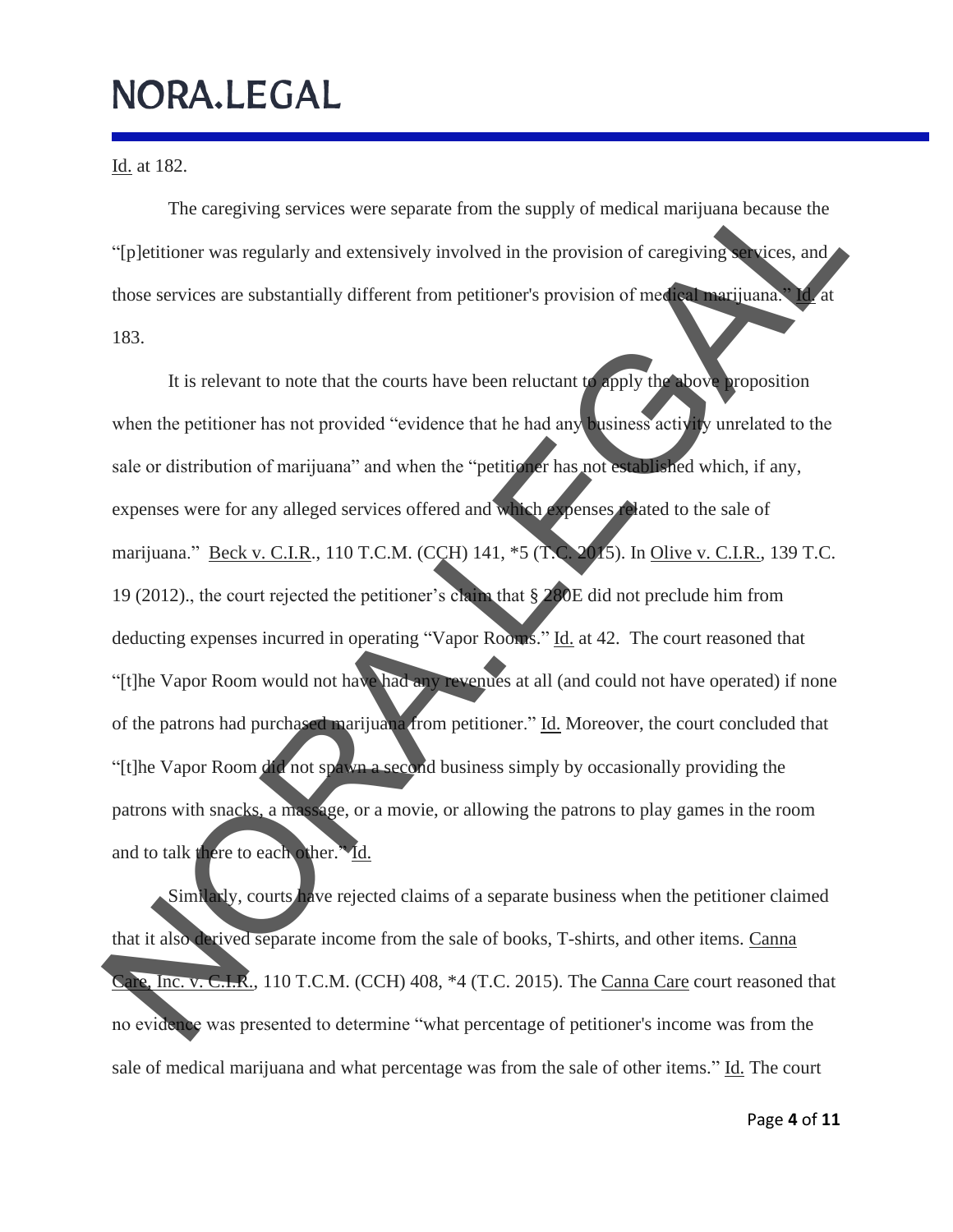Id. at 182.

The caregiving services were separate from the supply of medical marijuana because the "[p]etitioner was regularly and extensively involved in the provision of caregiving services, and those services are substantially different from petitioner's provision of medical marijuana." Id. at 183.

It is relevant to note that the courts have been reluctant to apply the above proposition when the petitioner has not provided "evidence that he had any business activity unrelated to the sale or distribution of marijuana" and when the "petitioner has not established which, if any, expenses were for any alleged services offered and which expenses related to the sale of marijuana." Beck v. C.I.R., 110 T.C.M. (CCH) 141, *5 (T.C. 2015). In Olive v. C.I.R., 139 T.C. 19 (2012)., the court rejected the petitioner's claim that § 280E did not preclude him from deducting expenses incurred in operating "Vapor Rooms." Id. at 42. The court reasoned that "[t]he Vapor Room would not have had any revenues at all (and could not have operated) if none of the patrons had purchased marijuana from petitioner." Id. Moreover, the court concluded that "[t]he Vapor Room did not spawn a second business simply by occasionally providing the patrons with snacks, a massage, or a movie, or allowing the patrons to play games in the room and to talk there to each other." Id.

Similarly, courts have rejected claims of a separate business when the petitioner claimed that it also derived separate income from the sale of books, T-shirts, and other items. Canna Care, Inc. v. C.I.R., 110 T.C.M. (CCH) 408, *4 (T.C. 2015). The Canna Care court reasoned that no evidence was presented to determine "what percentage of petitioner's income was from the sale of medical marijuana and what percentage was from the sale of other items." Id. The court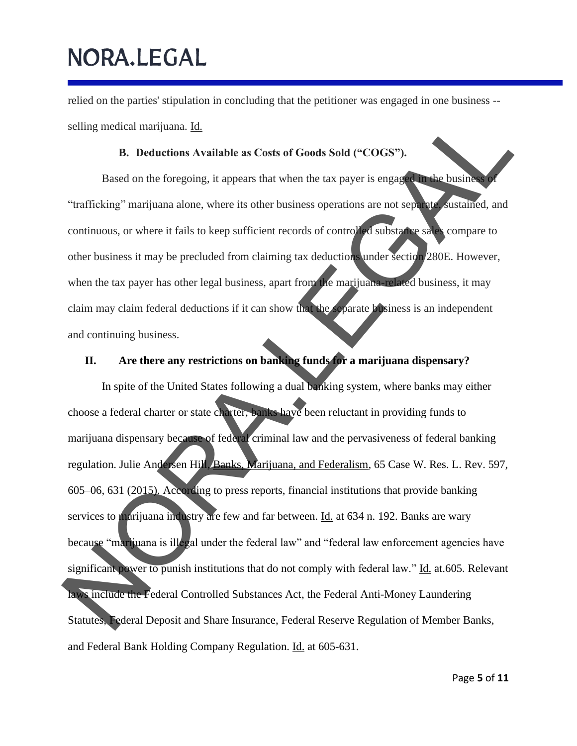relied on the parties' stipulation in concluding that the petitioner was engaged in one business -- selling medical marijuana. Id.

### B. Deductions Available as Costs of Goods Sold ("COGS").

Based on the foregoing, it appears that when the tax payer is engaged in the business of "trafficking" marijuana alone, where its other business operations are not separate, sustained, and continuous, or where it fails to keep sufficient records of controlled substance sales compare to other business it may be precluded from claiming tax deductions under section 280E. However, when the tax payer has other legal business, apart from the marijuana-related business, it may claim may claim federal deductions if it can show that the separate business is an independent and continuing business.

## II. Are there any restrictions on banking funds for a marijuana dispensary?

In spite of the United States following a dual banking system, where banks may either choose a federal charter or state charter, banks have been reluctant in providing funds to marijuana dispensary because of federal criminal law and the pervasiveness of federal banking regulation. Julie Andersen Hill, Banks, Marijuana, and Federalism, 65 Case W. Res. L. Rev. 597, 605–06, 631 (2015). According to press reports, financial institutions that provide banking services to marijuana industry are few and far between. Id. at 634 n. 192. Banks are wary because "marijuana is illegal under the federal law" and "federal law enforcement agencies have significant power to punish institutions that do not comply with federal law." Id. at.605. Relevant laws include the Federal Controlled Substances Act, the Federal Anti-Money Laundering Statutes, Federal Deposit and Share Insurance, Federal Reserve Regulation of Member Banks, and Federal Bank Holding Company Regulation. Id. at 605-631.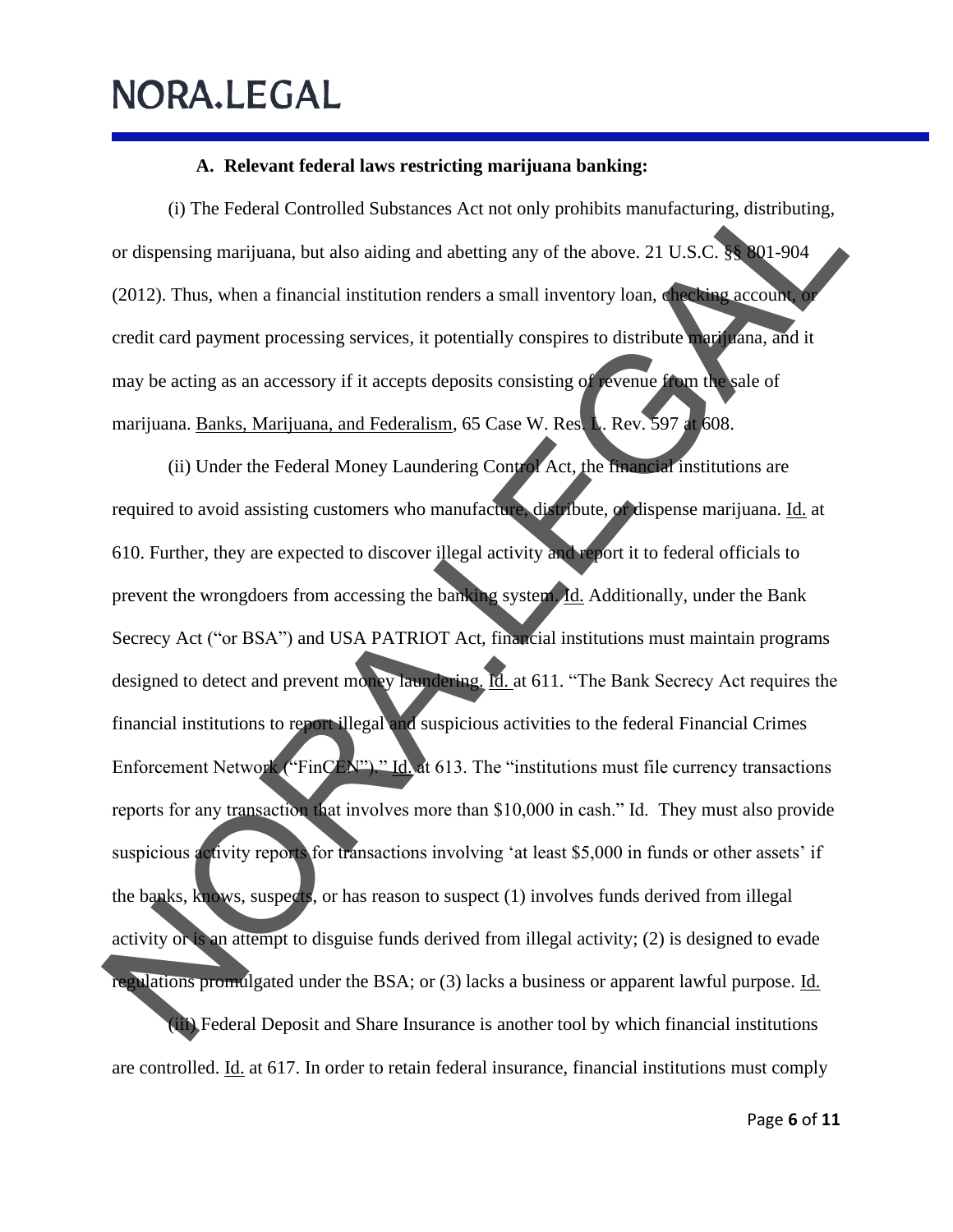**A. Relevant federal laws restricting marijuana banking:**

(i) The Federal Controlled Substances Act not only prohibits manufacturing, distributing, or dispensing marijuana, but also aiding and abetting any of the above. 21 U.S.C. §§ 801-904 (2012). Thus, when a financial institution renders a small inventory loan, checking account, or credit card payment processing services, it potentially conspires to distribute marijuana, and it may be acting as an accessory if it accepts deposits consisting of revenue from the sale of marijuana. Banks, Marijuana, and Federalism, 65 Case W. Res. L. Rev. 597 at 608.

(ii) Under the Federal Money Laundering Control Act, the financial institutions are required to avoid assisting customers who manufacture, distribute, or dispense marijuana. Id. at 610. Further, they are expected to discover illegal activity and report it to federal officials to prevent the wrongdoers from accessing the banking system. Id. Additionally, under the Bank Secrecy Act ("or BSA") and USA PATRIOT Act, financial institutions must maintain programs designed to detect and prevent money laundering. Id. at 611. "The Bank Secrecy Act requires the financial institutions to report illegal and suspicious activities to the federal Financial Crimes Enforcement Network ("FinCEN")." Id. at 613. The "institutions must file currency transactions reports for any transaction that involves more than $10,000 in cash." Id. They must also provide suspicious activity reports for transactions involving 'at least $5,000 in funds or other assets' if the banks, knows, suspects, or has reason to suspect (1) involves funds derived from illegal activity or is an attempt to disguise funds derived from illegal activity; (2) is designed to evade regulations promulgated under the BSA; or (3) lacks a business or apparent lawful purpose. Id.

(iii) Federal Deposit and Share Insurance is another tool by which financial institutions are controlled. Id. at 617. In order to retain federal insurance, financial institutions must comply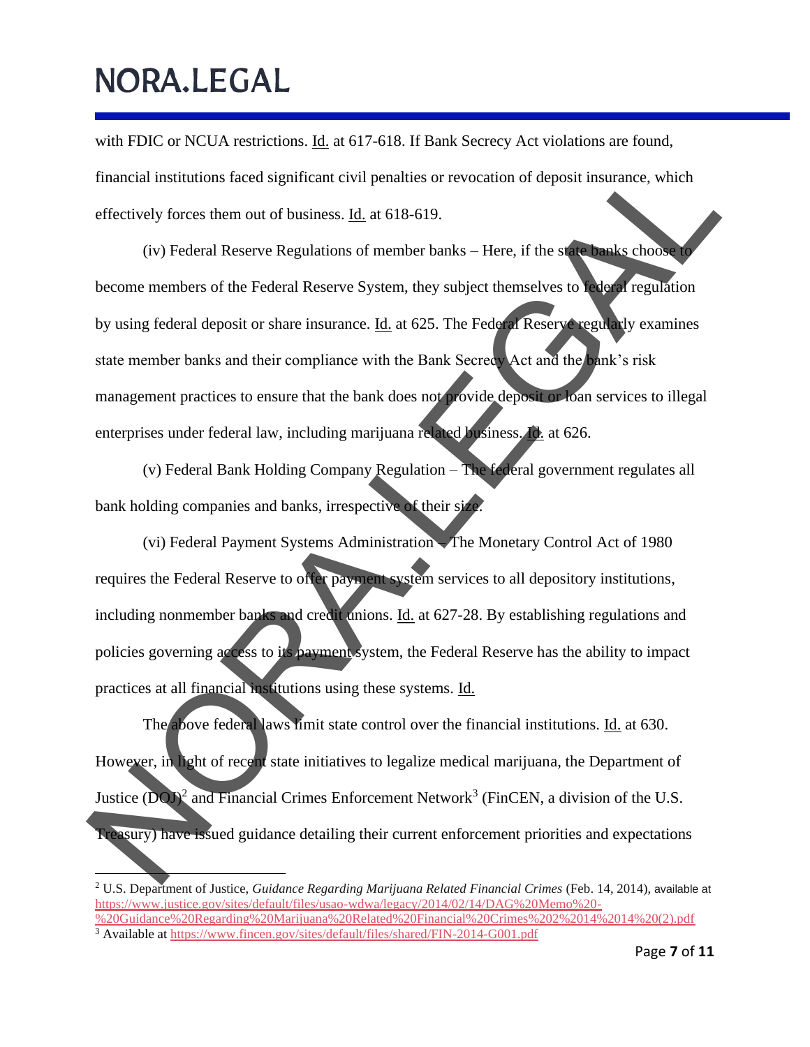with FDIC or NCUA restrictions. Id. at 617-618. If Bank Secrecy Act violations are found, financial institutions faced significant civil penalties or revocation of deposit insurance, which effectively forces them out of business. Id. at 618-619.

(iv) Federal Reserve Regulations of member banks – Here, if the state banks choose to become members of the Federal Reserve System, they subject themselves to federal regulation by using federal deposit or share insurance. Id. at 625. The Federal Reserve regularly examines state member banks and their compliance with the Bank Secrecy Act and the bank's risk management practices to ensure that the bank does not provide deposit or loan services to illegal enterprises under federal law, including marijuana related business. Id. at 626.

(v) Federal Bank Holding Company Regulation – The federal government regulates all bank holding companies and banks, irrespective of their size.

(vi) Federal Payment Systems Administration – The Monetary Control Act of 1980 requires the Federal Reserve to offer payment system services to all depository institutions, including nonmember banks and credit unions. Id. at 627-28. By establishing regulations and policies governing access to its payment system, the Federal Reserve has the ability to impact practices at all financial institutions using these systems. Id.

The above federal laws limit state control over the financial institutions. Id. at 630. However, in light of recent state initiatives to legalize medical marijuana, the Department of Justice (DOJ)[2] and Financial Crimes Enforcement Network[3] (FinCEN, a division of the U.S. Treasury) have issued guidance detailing their current enforcement priorities and expectations

[2] U.S. Department of Justice, *Guidance Regarding Marijuana Related Financial Crimes* (Feb. 14, 2014), available at https://www.justice.gov/sites/default/files/usao-wdwa/legacy/2014/02/14/DAG%20Memo%20-%20Guidance%20Regarding%20Marijuana%20Related%20Financial%20Crimes%202%2014%2014%20(2).pdf

[3] Available at https://www.fincen.gov/sites/default/files/shared/FIN-2014-G001.pdf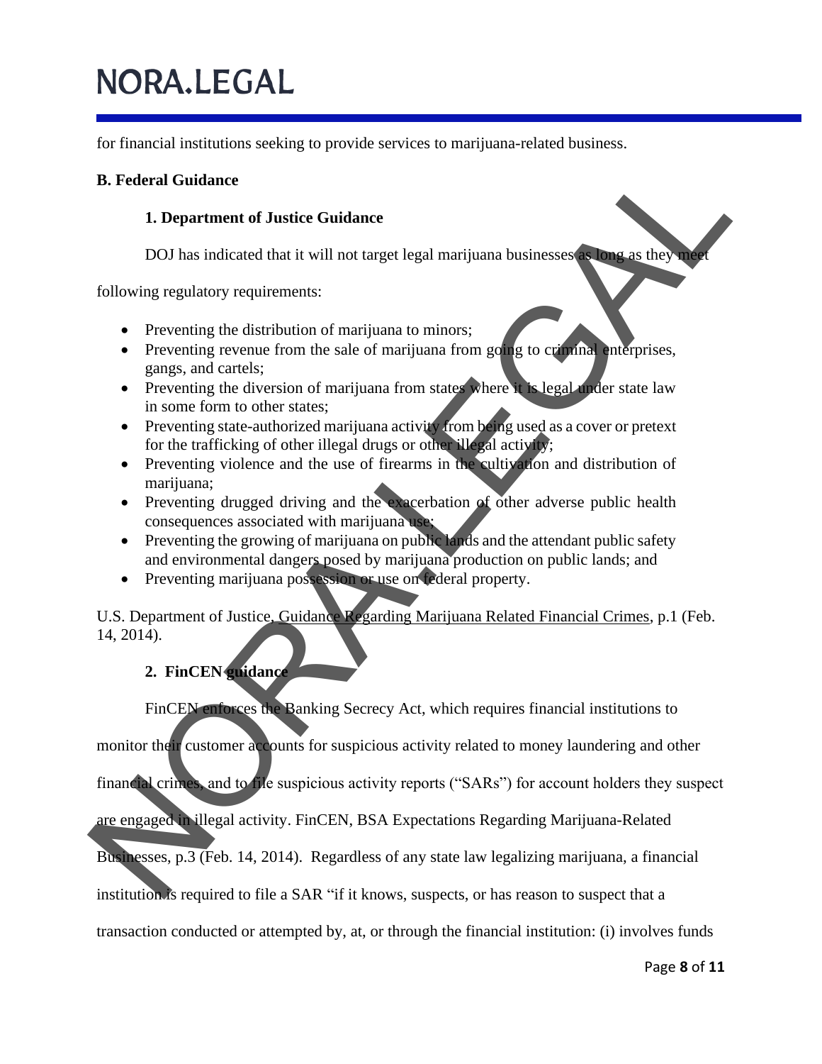for financial institutions seeking to provide services to marijuana-related business.

**B. Federal Guidance**

**1. Department of Justice Guidance**

DOJ has indicated that it will not target legal marijuana businesses as long as they meet following regulatory requirements:

- Preventing the distribution of marijuana to minors;
- Preventing revenue from the sale of marijuana from going to criminal enterprises, gangs, and cartels;
- Preventing the diversion of marijuana from states where it is legal under state law in some form to other states;
- Preventing state-authorized marijuana activity from being used as a cover or pretext for the trafficking of other illegal drugs or other illegal activity;
- Preventing violence and the use of firearms in the cultivation and distribution of marijuana;
- Preventing drugged driving and the exacerbation of other adverse public health consequences associated with marijuana use;
- Preventing the growing of marijuana on public lands and the attendant public safety and environmental dangers posed by marijuana production on public lands; and
- Preventing marijuana possession or use on federal property.

U.S. Department of Justice, Guidance Regarding Marijuana Related Financial Crimes, p.1 (Feb. 14, 2014).

**2. FinCEN guidance**

FinCEN enforces the Banking Secrecy Act, which requires financial institutions to monitor their customer accounts for suspicious activity related to money laundering and other financial crimes, and to file suspicious activity reports ("SARs") for account holders they suspect are engaged in illegal activity. FinCEN, BSA Expectations Regarding Marijuana-Related Businesses, p.3 (Feb. 14, 2014). Regardless of any state law legalizing marijuana, a financial institution is required to file a SAR "if it knows, suspects, or has reason to suspect that a transaction conducted or attempted by, at, or through the financial institution: (i) involves funds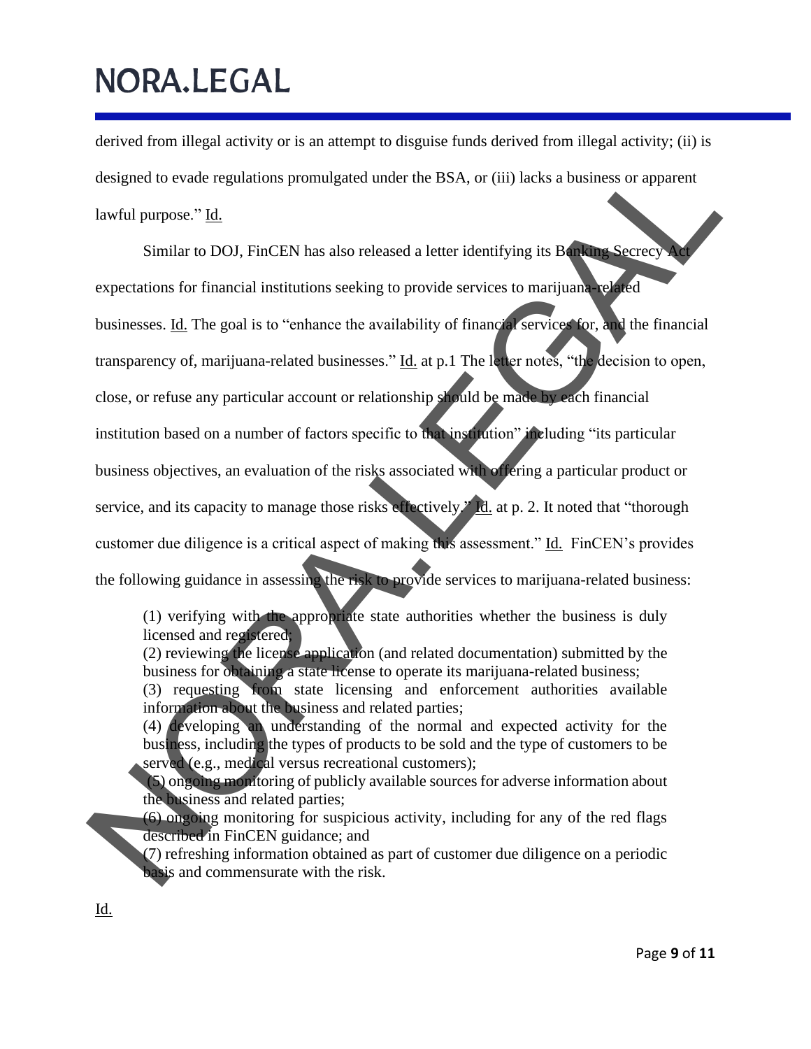derived from illegal activity or is an attempt to disguise funds derived from illegal activity; (ii) is designed to evade regulations promulgated under the BSA, or (iii) lacks a business or apparent lawful purpose." Id.

Similar to DOJ, FinCEN has also released a letter identifying its Banking Secrecy Act expectations for financial institutions seeking to provide services to marijuana-related businesses. Id. The goal is to "enhance the availability of financial services for, and the financial transparency of, marijuana-related businesses." Id. at p.1 The letter notes, "the decision to open, close, or refuse any particular account or relationship should be made by each financial institution based on a number of factors specific to that institution" including "its particular business objectives, an evaluation of the risks associated with offering a particular product or service, and its capacity to manage those risks effectively." Id. at p. 2. It noted that "thorough customer due diligence is a critical aspect of making this assessment." Id. FinCEN's provides the following guidance in assessing the risk to provide services to marijuana-related business:

> (1) verifying with the appropriate state authorities whether the business is duly licensed and registered;
> (2) reviewing the license application (and related documentation) submitted by the business for obtaining a state license to operate its marijuana-related business;
> (3) requesting from state licensing and enforcement authorities available information about the business and related parties;
> (4) developing an understanding of the normal and expected activity for the business, including the types of products to be sold and the type of customers to be served (e.g., medical versus recreational customers);
> (5) ongoing monitoring of publicly available sources for adverse information about the business and related parties;
> (6) ongoing monitoring for suspicious activity, including for any of the red flags described in FinCEN guidance; and
> (7) refreshing information obtained as part of customer due diligence on a periodic basis and commensurate with the risk.

Id.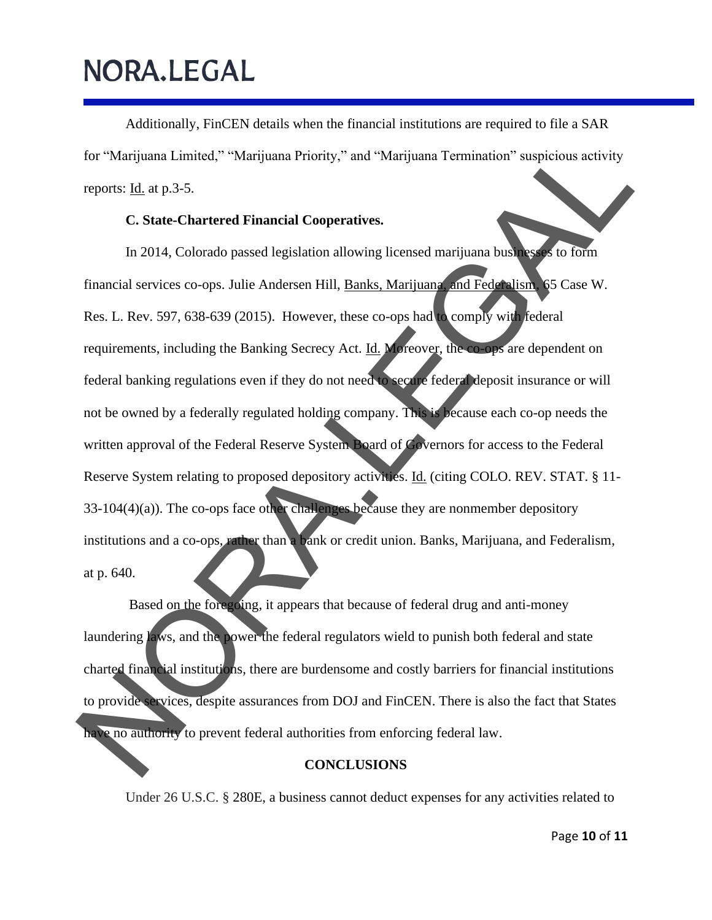Additionally, FinCEN details when the financial institutions are required to file a SAR for "Marijuana Limited," "Marijuana Priority," and "Marijuana Termination" suspicious activity reports: Id. at p.3-5.

**C. State-Chartered Financial Cooperatives.**

In 2014, Colorado passed legislation allowing licensed marijuana businesses to form financial services co-ops. Julie Andersen Hill, Banks, Marijuana, and Federalism, 65 Case W. Res. L. Rev. 597, 638-639 (2015). However, these co-ops had to comply with federal requirements, including the Banking Secrecy Act. Id. Moreover, the co-ops are dependent on federal banking regulations even if they do not need to secure federal deposit insurance or will not be owned by a federally regulated holding company. This is because each co-op needs the written approval of the Federal Reserve System Board of Governors for access to the Federal Reserve System relating to proposed depository activities. Id. (citing COLO. REV. STAT. § 11-33-104(4)(a)). The co-ops face other challenges because they are nonmember depository institutions and a co-ops, rather than a bank or credit union. Banks, Marijuana, and Federalism, at p. 640.

Based on the foregoing, it appears that because of federal drug and anti-money laundering laws, and the power the federal regulators wield to punish both federal and state charted financial institutions, there are burdensome and costly barriers for financial institutions to provide services, despite assurances from DOJ and FinCEN. There is also the fact that States have no authority to prevent federal authorities from enforcing federal law.

**CONCLUSIONS**

Under 26 U.S.C. § 280E, a business cannot deduct expenses for any activities related to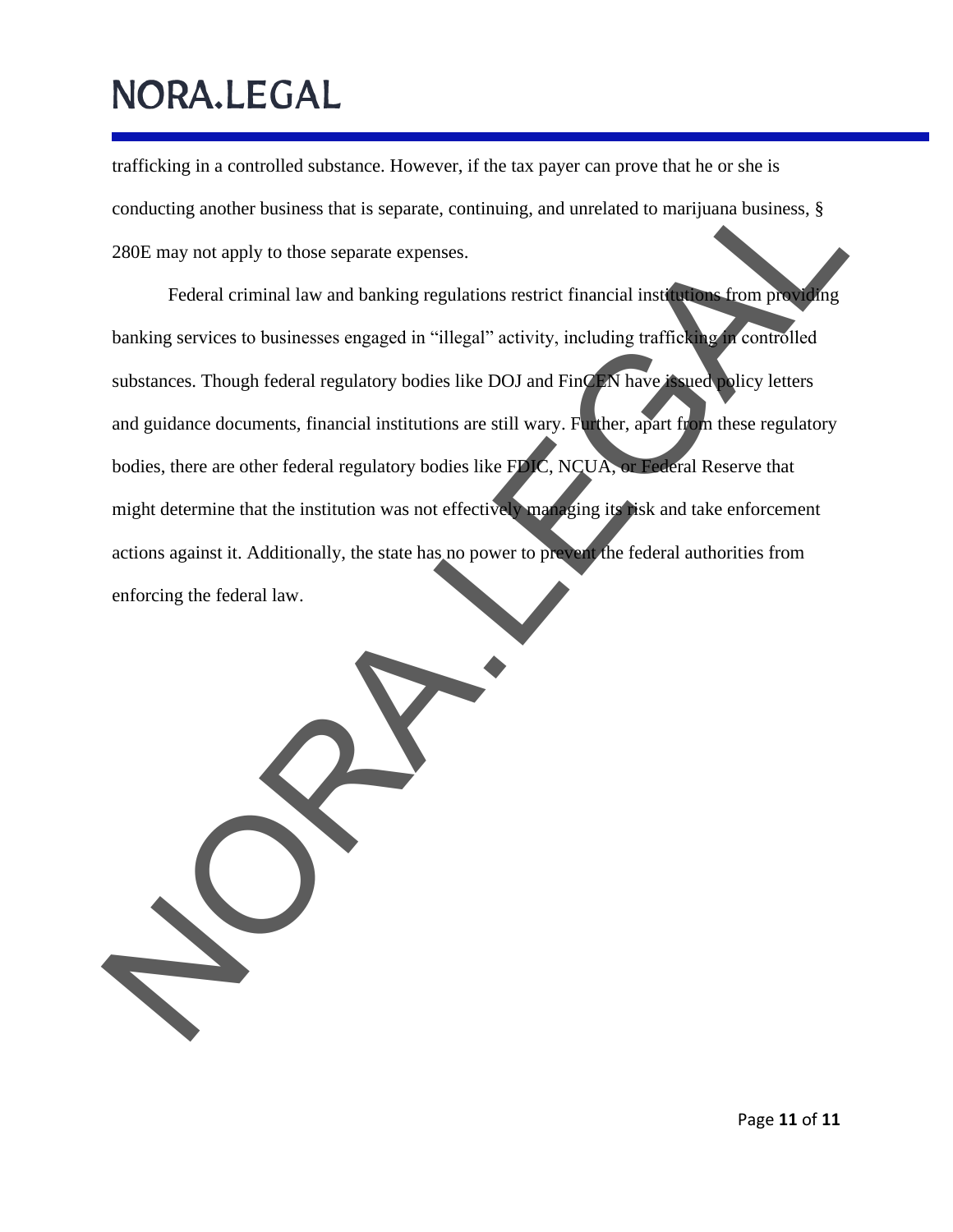trafficking in a controlled substance. However, if the tax payer can prove that he or she is conducting another business that is separate, continuing, and unrelated to marijuana business, § 280E may not apply to those separate expenses.

Federal criminal law and banking regulations restrict financial institutions from providing banking services to businesses engaged in "illegal" activity, including trafficking in controlled substances. Though federal regulatory bodies like DOJ and FinCEN have issued policy letters and guidance documents, financial institutions are still wary. Further, apart from these regulatory bodies, there are other federal regulatory bodies like FDIC, NCUA, or Federal Reserve that might determine that the institution was not effectively managing its risk and take enforcement actions against it. Additionally, the state has no power to prevent the federal authorities from enforcing the federal law.